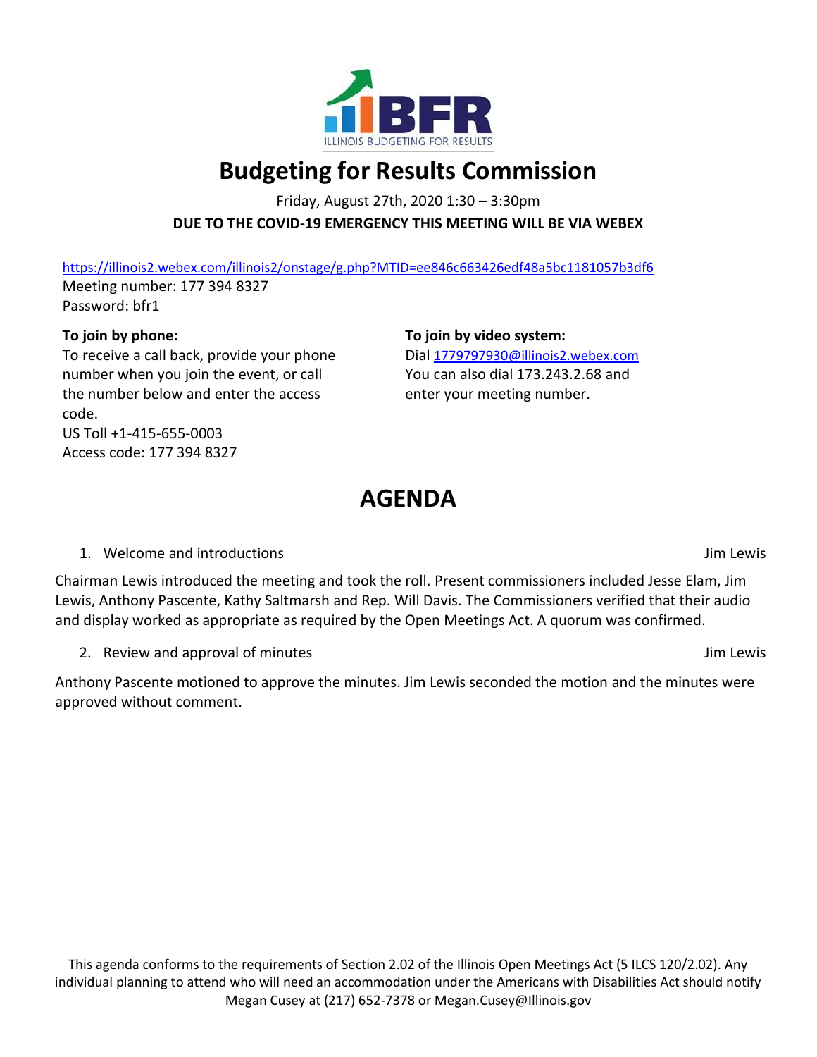ILLINOIS BUDGETING FOR RESULTS

# Budgeting for Results Commission

Friday, August 27th, 2020 1:30 – 3:30pm

**DUE TO THE COVID-19 EMERGENCY THIS MEETING WILL BE VIA WEBEX**

https://illinois2.webex.com/illinois2/onstage/g.php?MTID=ee846c663426edf48a5bc1181057b3df6
Meeting number: 177 394 8327
Password: bfr1

**To join by phone:**
To receive a call back, provide your phone number when you join the event, or call the number below and enter the access code.
US Toll +1-415-655-0003
Access code: 177 394 8327

**To join by video system:**
Dial 1779797930@illinois2.webex.com
You can also dial 173.243.2.68 and enter your meeting number.

# AGENDA

1. Welcome and introductions — Jim Lewis

Chairman Lewis introduced the meeting and took the roll. Present commissioners included Jesse Elam, Jim Lewis, Anthony Pascente, Kathy Saltmarsh and Rep. Will Davis. The Commissioners verified that their audio and display worked as appropriate as required by the Open Meetings Act. A quorum was confirmed.

2. Review and approval of minutes — Jim Lewis

Anthony Pascente motioned to approve the minutes. Jim Lewis seconded the motion and the minutes were approved without comment.

This agenda conforms to the requirements of Section 2.02 of the Illinois Open Meetings Act (5 ILCS 120/2.02). Any individual planning to attend who will need an accommodation under the Americans with Disabilities Act should notify Megan Cusey at (217) 652-7378 or Megan.Cusey@Illinois.gov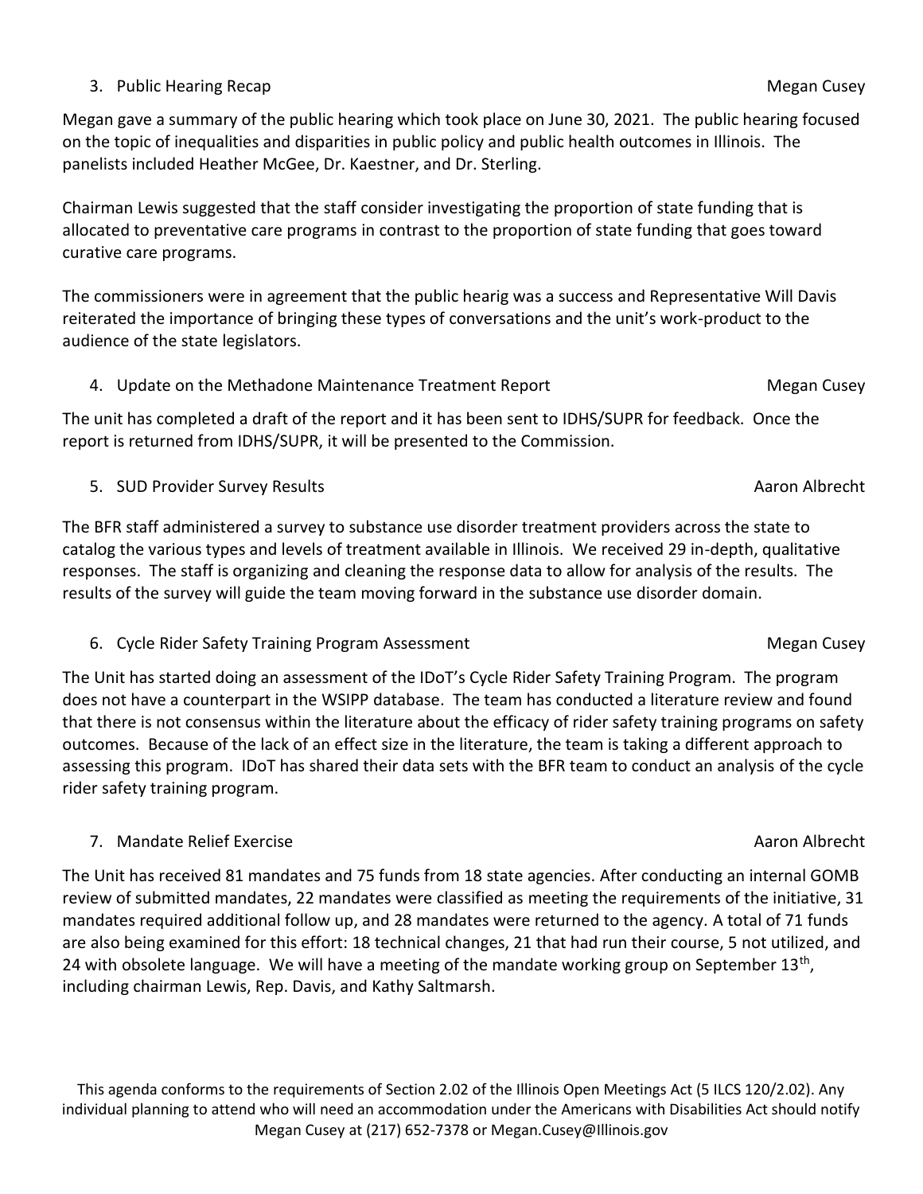3. Public Hearing Recap — Megan Cusey

Megan gave a summary of the public hearing which took place on June 30, 2021. The public hearing focused on the topic of inequalities and disparities in public policy and public health outcomes in Illinois. The panelists included Heather McGee, Dr. Kaestner, and Dr. Sterling.

Chairman Lewis suggested that the staff consider investigating the proportion of state funding that is allocated to preventative care programs in contrast to the proportion of state funding that goes toward curative care programs.

The commissioners were in agreement that the public hearig was a success and Representative Will Davis reiterated the importance of bringing these types of conversations and the unit's work-product to the audience of the state legislators.

4. Update on the Methadone Maintenance Treatment Report — Megan Cusey

The unit has completed a draft of the report and it has been sent to IDHS/SUPR for feedback. Once the report is returned from IDHS/SUPR, it will be presented to the Commission.

5. SUD Provider Survey Results — Aaron Albrecht

The BFR staff administered a survey to substance use disorder treatment providers across the state to catalog the various types and levels of treatment available in Illinois. We received 29 in-depth, qualitative responses. The staff is organizing and cleaning the response data to allow for analysis of the results. The results of the survey will guide the team moving forward in the substance use disorder domain.

6. Cycle Rider Safety Training Program Assessment — Megan Cusey

The Unit has started doing an assessment of the IDoT's Cycle Rider Safety Training Program. The program does not have a counterpart in the WSIPP database. The team has conducted a literature review and found that there is not consensus within the literature about the efficacy of rider safety training programs on safety outcomes. Because of the lack of an effect size in the literature, the team is taking a different approach to assessing this program. IDoT has shared their data sets with the BFR team to conduct an analysis of the cycle rider safety training program.

7. Mandate Relief Exercise — Aaron Albrecht

The Unit has received 81 mandates and 75 funds from 18 state agencies. After conducting an internal GOMB review of submitted mandates, 22 mandates were classified as meeting the requirements of the initiative, 31 mandates required additional follow up, and 28 mandates were returned to the agency. A total of 71 funds are also being examined for this effort: 18 technical changes, 21 that had run their course, 5 not utilized, and 24 with obsolete language. We will have a meeting of the mandate working group on September 13th, including chairman Lewis, Rep. Davis, and Kathy Saltmarsh.

This agenda conforms to the requirements of Section 2.02 of the Illinois Open Meetings Act (5 ILCS 120/2.02). Any individual planning to attend who will need an accommodation under the Americans with Disabilities Act should notify Megan Cusey at (217) 652-7378 or Megan.Cusey@Illinois.gov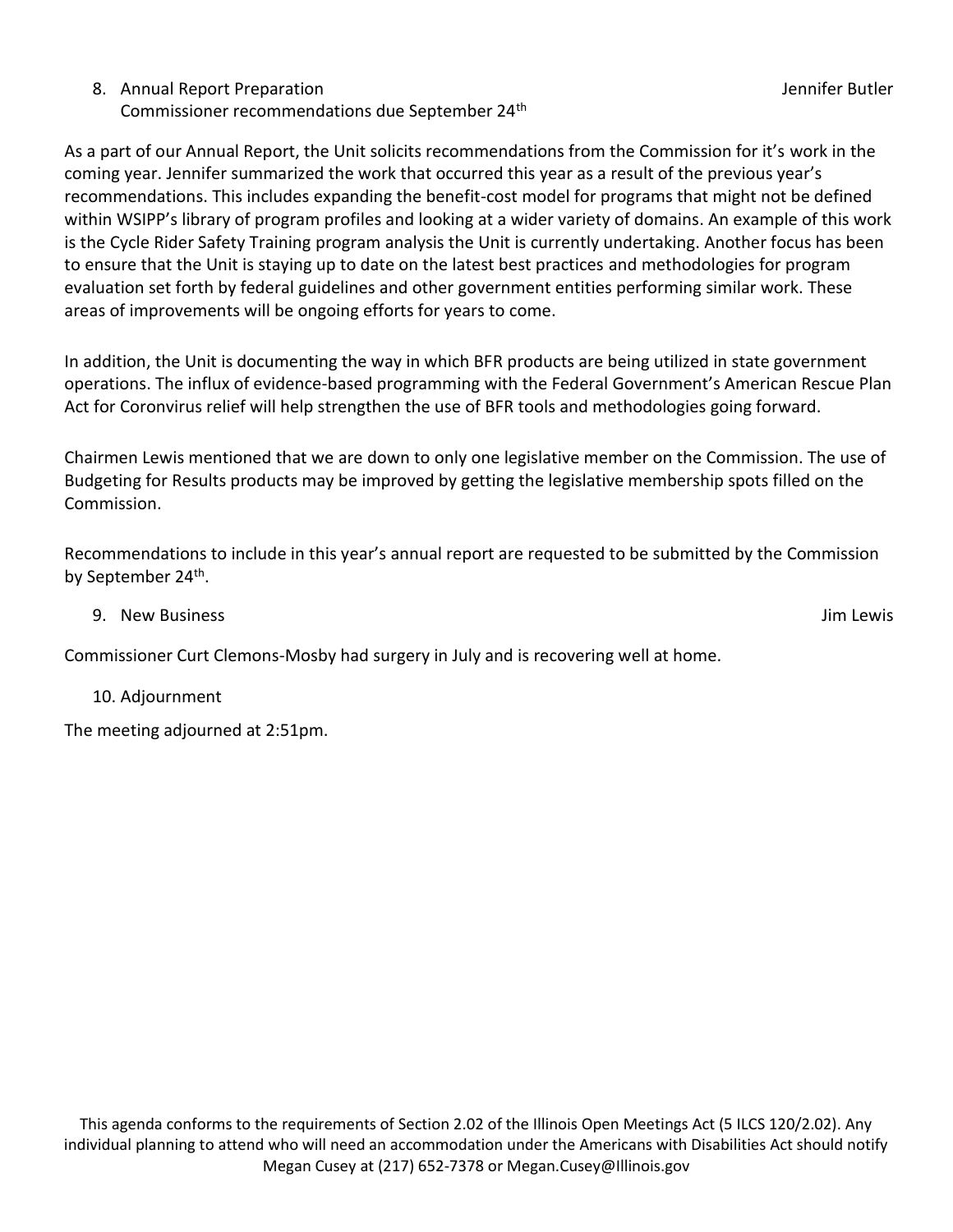8. Annual Report Preparation — Jennifer Butler
   Commissioner recommendations due September 24th

As a part of our Annual Report, the Unit solicits recommendations from the Commission for it's work in the coming year. Jennifer summarized the work that occurred this year as a result of the previous year's recommendations. This includes expanding the benefit-cost model for programs that might not be defined within WSIPP's library of program profiles and looking at a wider variety of domains. An example of this work is the Cycle Rider Safety Training program analysis the Unit is currently undertaking. Another focus has been to ensure that the Unit is staying up to date on the latest best practices and methodologies for program evaluation set forth by federal guidelines and other government entities performing similar work. These areas of improvements will be ongoing efforts for years to come.

In addition, the Unit is documenting the way in which BFR products are being utilized in state government operations. The influx of evidence-based programming with the Federal Government's American Rescue Plan Act for Coronvirus relief will help strengthen the use of BFR tools and methodologies going forward.

Chairmen Lewis mentioned that we are down to only one legislative member on the Commission. The use of Budgeting for Results products may be improved by getting the legislative membership spots filled on the Commission.

Recommendations to include in this year's annual report are requested to be submitted by the Commission by September 24th.

9. New Business — Jim Lewis

Commissioner Curt Clemons-Mosby had surgery in July and is recovering well at home.

10. Adjournment

The meeting adjourned at 2:51pm.

This agenda conforms to the requirements of Section 2.02 of the Illinois Open Meetings Act (5 ILCS 120/2.02). Any individual planning to attend who will need an accommodation under the Americans with Disabilities Act should notify Megan Cusey at (217) 652-7378 or Megan.Cusey@Illinois.gov